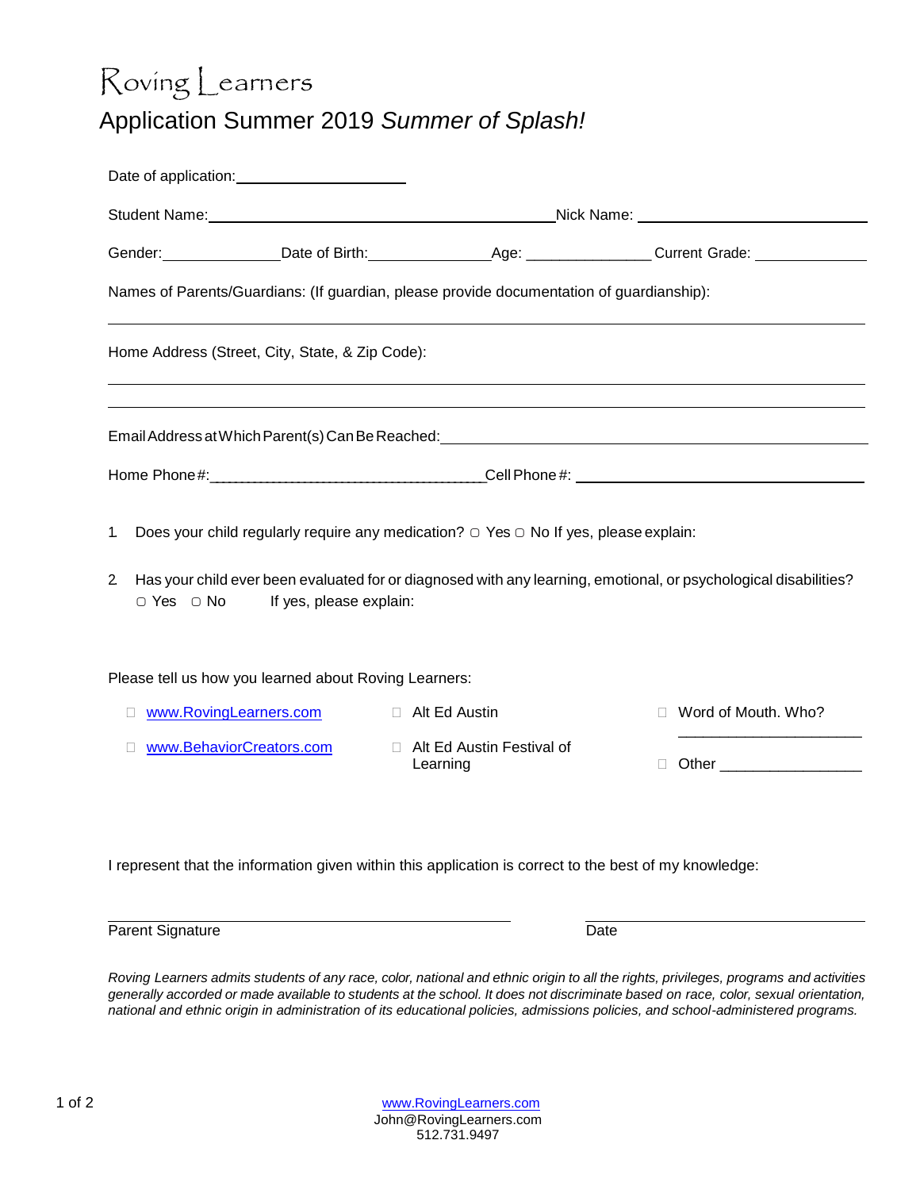# Roving Learners

## Application Summer 2019 *Summer of Splash!*

Date of application: ____________________

Student Name: __________________________________________ Nick Name: __________________________

Gender: ______________ Date of Birth: ______________ Age: ______________ Current Grade: ______________

Names of Parents/Guardians: (If guardian, please provide documentation of guardianship):

______________________________________________________________________________

Home Address (Street, City, State, & Zip Code):

______________________________________________________________________________

______________________________________________________________________________

Email Address at Which Parent(s) Can Be Reached: ______________________________________________

Home Phone #: ________________________________________ Cell Phone #: ______________________________

1. Does your child regularly require any medication? ▢ Yes ▢ No If yes, please explain:

2. Has your child ever been evaluated for or diagnosed with any learning, emotional, or psychological disabilities?
   ▢ Yes ▢ No If yes, please explain:

Please tell us how you learned about Roving Learners:

- ☐ www.RovingLearners.com
- ☐ www.BehaviorCreators.com
- ☐ Alt Ed Austin
- ☐ Alt Ed Austin Festival of Learning
- ☐ Word of Mouth. Who? ______________________
- ☐ Other _________________

I represent that the information given within this application is correct to the best of my knowledge:

______________________________________________ ______________________________

Parent Signature Date

*Roving Learners admits students of any race, color, national and ethnic origin to all the rights, privileges, programs and activities generally accorded or made available to students at the school. It does not discriminate based on race, color, sexual orientation, national and ethnic origin in administration of its educational policies, admissions policies, and school-administered programs.*

www.RovingLearners.com
John@RovingLearners.com
512.731.9497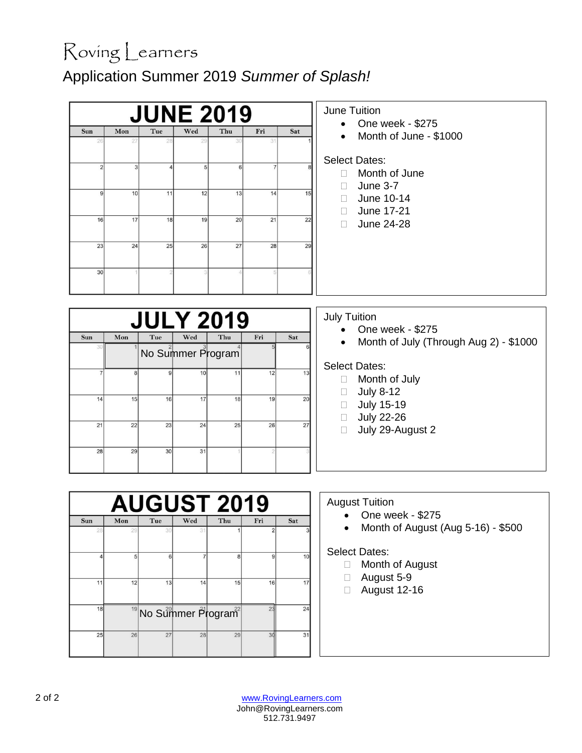# Roving Learners

## Application Summer 2019 *Summer of Splash!*

**JUNE 2019**

| Sun | Mon | Tue | Wed | Thu | Fri | Sat |
|---|---|---|---|---|---|---|
| 26 | 27 | 28 | 29 | 30 | 31 | 1 |
| 2 | 3 | 4 | 5 | 6 | 7 | 8 |
| 9 | 10 | 11 | 12 | 13 | 14 | 15 |
| 16 | 17 | 18 | 19 | 20 | 21 | 22 |
| 23 | 24 | 25 | 26 | 27 | 28 | 29 |
| 30 | 1 | 2 | 3 | 4 | 5 | 6 |

June Tuition

- One week - $275
- Month of June - $1000

Select Dates:

- ☐ Month of June
- ☐ June 3-7
- ☐ June 10-14
- ☐ June 17-21
- ☐ June 24-28

**JULY 2019**

| Sun | Mon | Tue | Wed | Thu | Fri | Sat |
|---|---|---|---|---|---|---|
| 30 | 1 | 2 No Summer Program | 3 | 4 | 5 | 6 |
| 7 | 8 | 9 | 10 | 11 | 12 | 13 |
| 14 | 15 | 16 | 17 | 18 | 19 | 20 |
| 21 | 22 | 23 | 24 | 25 | 26 | 27 |
| 28 | 29 | 30 | 31 | 1 | 2 | 3 |

July Tuition

- One week - $275
- Month of July (Through Aug 2) - $1000

Select Dates:

- ☐ Month of July
- ☐ July 8-12
- ☐ July 15-19
- ☐ July 22-26
- ☐ July 29-August 2

**AUGUST 2019**

| Sun | Mon | Tue | Wed | Thu | Fri | Sat |
|---|---|---|---|---|---|---|
| 28 | 29 | 30 | 31 | 1 | 2 | 3 |
| 4 | 5 | 6 | 7 | 8 | 9 | 10 |
| 11 | 12 | 13 | 14 | 15 | 16 | 17 |
| 18 | 19 | 20 No Summer Program | 21 | 22 | 23 | 24 |
| 25 | 26 | 27 | 28 | 29 | 30 | 31 |

August Tuition

- One week - $275
- Month of August (Aug 5-16) - $500

Select Dates:

- ☐ Month of August
- ☐ August 5-9
- ☐ August 12-16

www.RovingLearners.com
John@RovingLearners.com
512.731.9497